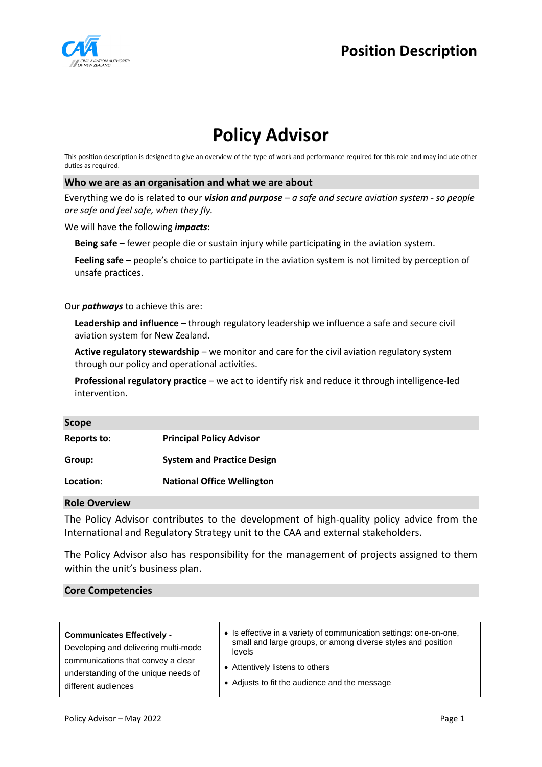# Position Description

# Policy Advisor

This position description is designed to give an overview of the type of work and performance required for this role and may include other duties as required.

## Who we are as an organisation and what we are about

Everything we do is related to our ***vision and purpose*** *– a safe and secure aviation system - so people are safe and feel safe, when they fly.*

We will have the following ***impacts***:

**Being safe** – fewer people die or sustain injury while participating in the aviation system.

**Feeling safe** – people's choice to participate in the aviation system is not limited by perception of unsafe practices.

Our ***pathways*** to achieve this are:

**Leadership and influence** – through regulatory leadership we influence a safe and secure civil aviation system for New Zealand.

**Active regulatory stewardship** – we monitor and care for the civil aviation regulatory system through our policy and operational activities.

**Professional regulatory practice** – we act to identify risk and reduce it through intelligence-led intervention.

## Scope

| | |
|---|---|
| **Reports to:** | **Principal Policy Advisor** |
| **Group:** | **System and Practice Design** |
| **Location:** | **National Office Wellington** |

## Role Overview

The Policy Advisor contributes to the development of high-quality policy advice from the International and Regulatory Strategy unit to the CAA and external stakeholders.

The Policy Advisor also has responsibility for the management of projects assigned to them within the unit's business plan.

## Core Competencies

| | |
|---|---|
| **Communicates Effectively -** Developing and delivering multi-mode communications that convey a clear understanding of the unique needs of different audiences | • Is effective in a variety of communication settings: one-on-one, small and large groups, or among diverse styles and position levels<br>• Attentively listens to others<br>• Adjusts to fit the audience and the message |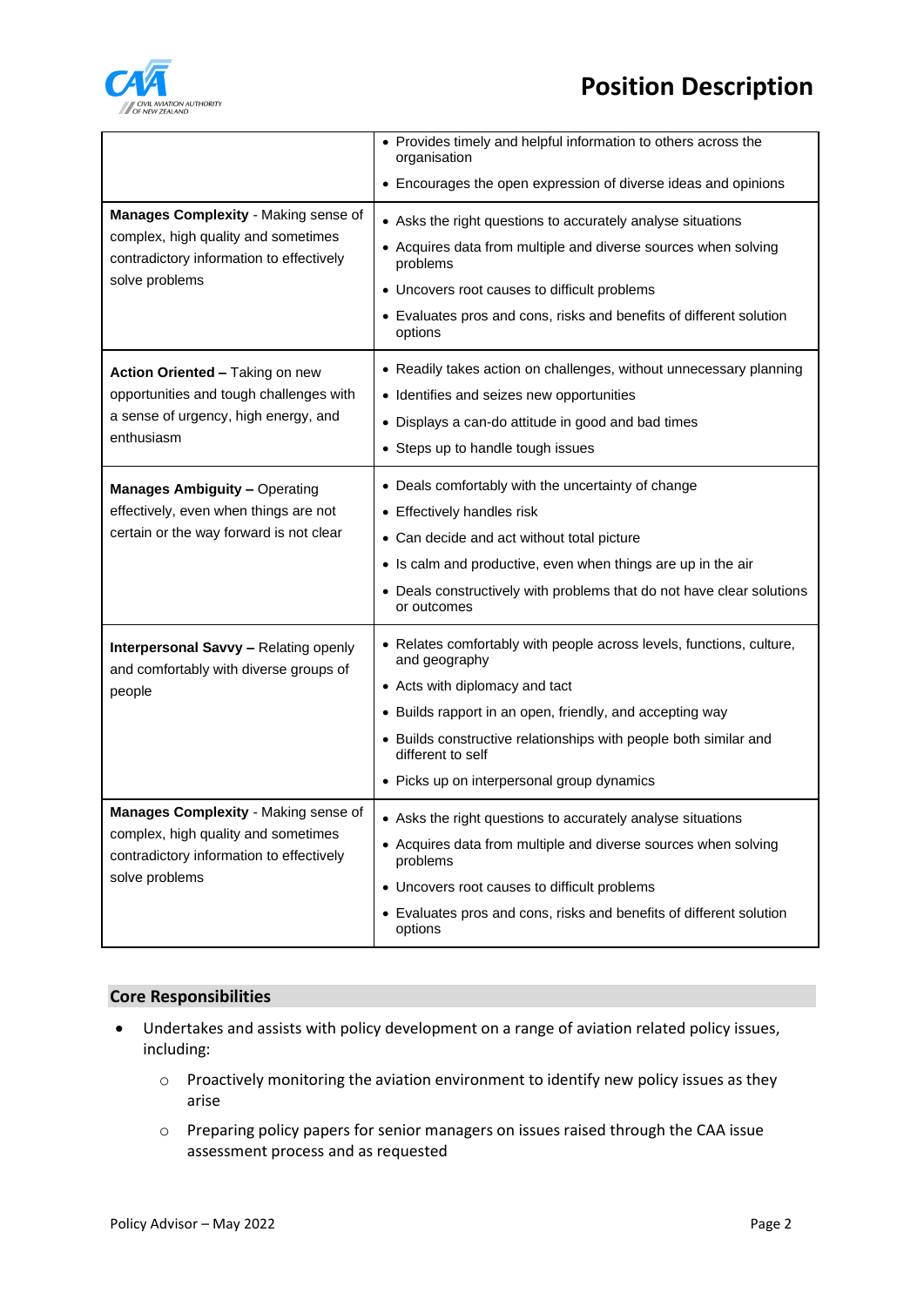| | |
|---|---|
| | • Provides timely and helpful information to others across the organisation<br>• Encourages the open expression of diverse ideas and opinions |
| **Manages Complexity** - Making sense of complex, high quality and sometimes contradictory information to effectively solve problems | • Asks the right questions to accurately analyse situations<br>• Acquires data from multiple and diverse sources when solving problems<br>• Uncovers root causes to difficult problems<br>• Evaluates pros and cons, risks and benefits of different solution options |
| **Action Oriented –** Taking on new opportunities and tough challenges with a sense of urgency, high energy, and enthusiasm | • Readily takes action on challenges, without unnecessary planning<br>• Identifies and seizes new opportunities<br>• Displays a can-do attitude in good and bad times<br>• Steps up to handle tough issues |
| **Manages Ambiguity –** Operating effectively, even when things are not certain or the way forward is not clear | • Deals comfortably with the uncertainty of change<br>• Effectively handles risk<br>• Can decide and act without total picture<br>• Is calm and productive, even when things are up in the air<br>• Deals constructively with problems that do not have clear solutions or outcomes |
| **Interpersonal Savvy –** Relating openly and comfortably with diverse groups of people | • Relates comfortably with people across levels, functions, culture, and geography<br>• Acts with diplomacy and tact<br>• Builds rapport in an open, friendly, and accepting way<br>• Builds constructive relationships with people both similar and different to self<br>• Picks up on interpersonal group dynamics |
| **Manages Complexity** - Making sense of complex, high quality and sometimes contradictory information to effectively solve problems | • Asks the right questions to accurately analyse situations<br>• Acquires data from multiple and diverse sources when solving problems<br>• Uncovers root causes to difficult problems<br>• Evaluates pros and cons, risks and benefits of different solution options |

## Core Responsibilities

- Undertakes and assists with policy development on a range of aviation related policy issues, including:
    - Proactively monitoring the aviation environment to identify new policy issues as they arise
    - Preparing policy papers for senior managers on issues raised through the CAA issue assessment process and as requested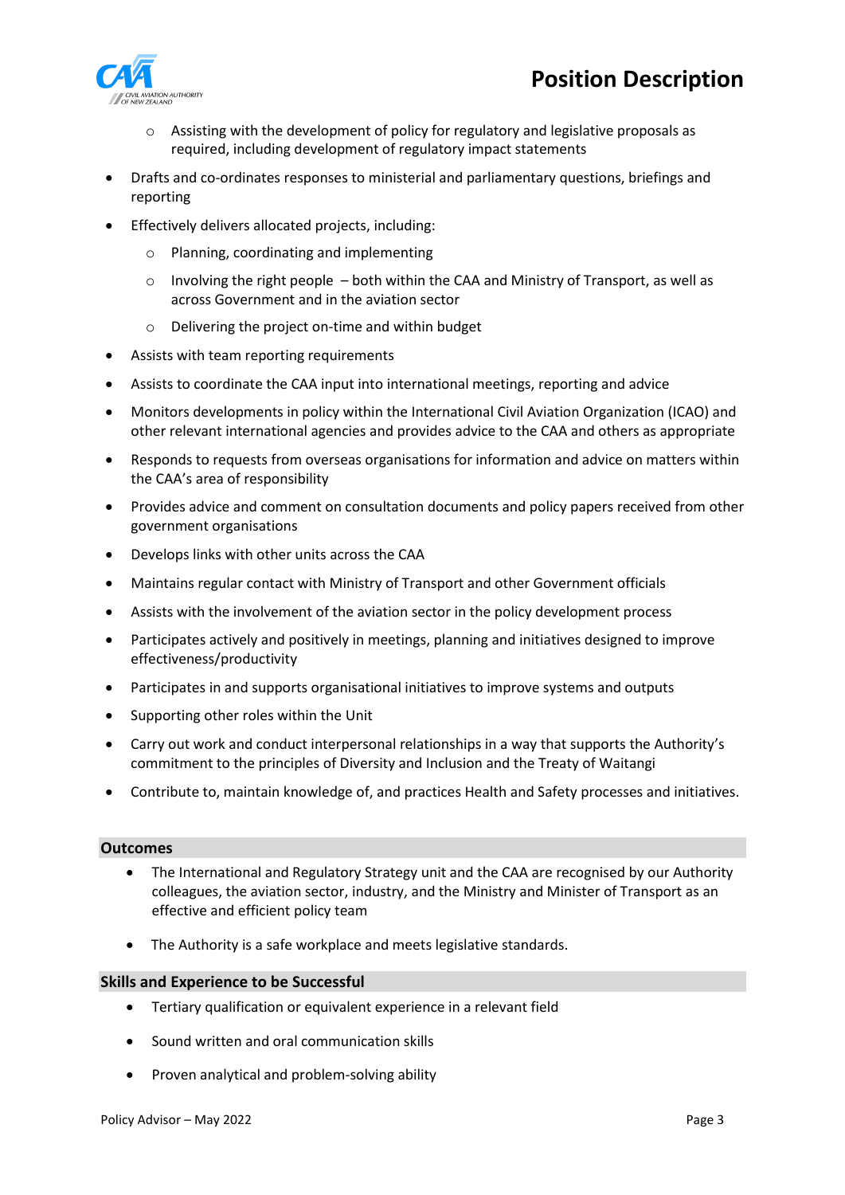- Assisting with the development of policy for regulatory and legislative proposals as required, including development of regulatory impact statements
- Drafts and co-ordinates responses to ministerial and parliamentary questions, briefings and reporting
- Effectively delivers allocated projects, including:
  - Planning, coordinating and implementing
  - Involving the right people – both within the CAA and Ministry of Transport, as well as across Government and in the aviation sector
  - Delivering the project on-time and within budget
- Assists with team reporting requirements
- Assists to coordinate the CAA input into international meetings, reporting and advice
- Monitors developments in policy within the International Civil Aviation Organization (ICAO) and other relevant international agencies and provides advice to the CAA and others as appropriate
- Responds to requests from overseas organisations for information and advice on matters within the CAA's area of responsibility
- Provides advice and comment on consultation documents and policy papers received from other government organisations
- Develops links with other units across the CAA
- Maintains regular contact with Ministry of Transport and other Government officials
- Assists with the involvement of the aviation sector in the policy development process
- Participates actively and positively in meetings, planning and initiatives designed to improve effectiveness/productivity
- Participates in and supports organisational initiatives to improve systems and outputs
- Supporting other roles within the Unit
- Carry out work and conduct interpersonal relationships in a way that supports the Authority's commitment to the principles of Diversity and Inclusion and the Treaty of Waitangi
- Contribute to, maintain knowledge of, and practices Health and Safety processes and initiatives.

## Outcomes

- The International and Regulatory Strategy unit and the CAA are recognised by our Authority colleagues, the aviation sector, industry, and the Ministry and Minister of Transport as an effective and efficient policy team
- The Authority is a safe workplace and meets legislative standards.

## Skills and Experience to be Successful

- Tertiary qualification or equivalent experience in a relevant field
- Sound written and oral communication skills
- Proven analytical and problem-solving ability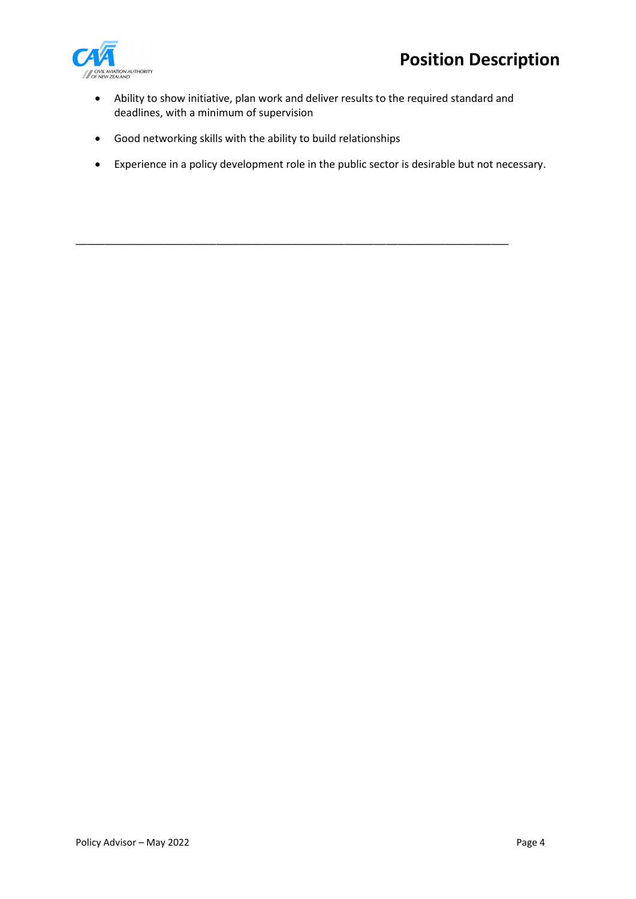- Ability to show initiative, plan work and deliver results to the required standard and deadlines, with a minimum of supervision
- Good networking skills with the ability to build relationships
- Experience in a policy development role in the public sector is desirable but not necessary.

---